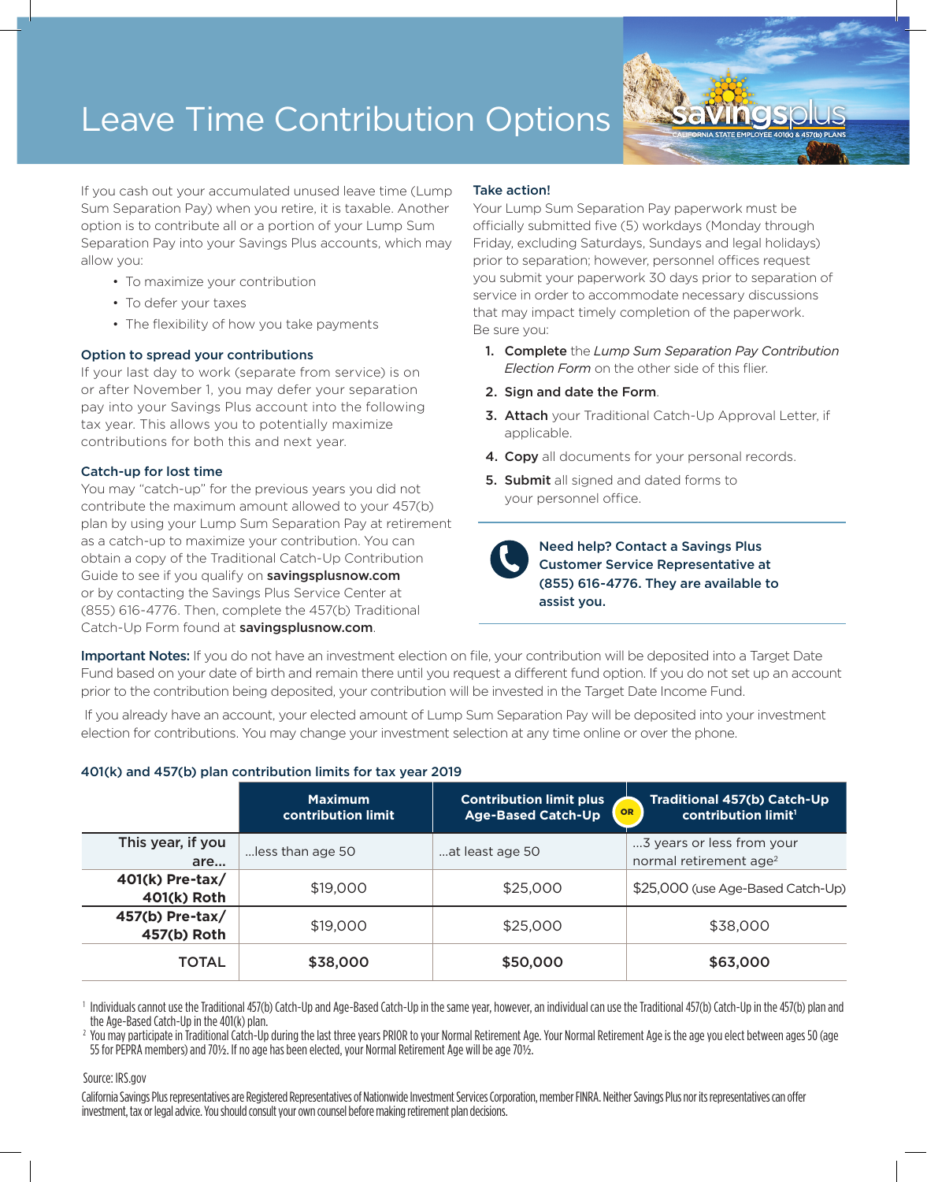# Leave Time Contribution Options

savingsplus — CALIFORNIA STATE EMPLOYEE 401(k) & 457(b) PLANS

If you cash out your accumulated unused leave time (Lump Sum Separation Pay) when you retire, it is taxable. Another option is to contribute all or a portion of your Lump Sum Separation Pay into your Savings Plus accounts, which may allow you:

- To maximize your contribution
- To defer your taxes
- The flexibility of how you take payments

### Option to spread your contributions

If your last day to work (separate from service) is on or after November 1, you may defer your separation pay into your Savings Plus account into the following tax year. This allows you to potentially maximize contributions for both this and next year.

### Catch-up for lost time

You may "catch-up" for the previous years you did not contribute the maximum amount allowed to your 457(b) plan by using your Lump Sum Separation Pay at retirement as a catch-up to maximize your contribution. You can obtain a copy of the Traditional Catch-Up Contribution Guide to see if you qualify on **savingsplusnow.com** or by contacting the Savings Plus Service Center at (855) 616-4776. Then, complete the 457(b) Traditional Catch-Up Form found at **savingsplusnow.com**.

### Take action!

Your Lump Sum Separation Pay paperwork must be officially submitted five (5) workdays (Monday through Friday, excluding Saturdays, Sundays and legal holidays) prior to separation; however, personnel offices request you submit your paperwork 30 days prior to separation of service in order to accommodate necessary discussions that may impact timely completion of the paperwork. Be sure you:

1. **Complete** the *Lump Sum Separation Pay Contribution Election Form* on the other side of this flier.
2. **Sign and date the Form**.
3. **Attach** your Traditional Catch-Up Approval Letter, if applicable.
4. **Copy** all documents for your personal records.
5. **Submit** all signed and dated forms to your personnel office.

**Need help? Contact a Savings Plus Customer Service Representative at (855) 616-4776. They are available to assist you.**

**Important Notes:** If you do not have an investment election on file, your contribution will be deposited into a Target Date Fund based on your date of birth and remain there until you request a different fund option. If you do not set up an account prior to the contribution being deposited, your contribution will be invested in the Target Date Income Fund.

If you already have an account, your elected amount of Lump Sum Separation Pay will be deposited into your investment election for contributions. You may change your investment selection at any time online or over the phone.

### 401(k) and 457(b) plan contribution limits for tax year 2019

| | Maximum contribution limit | Contribution limit plus Age-Based Catch-Up | OR | Traditional 457(b) Catch-Up contribution limit[1] |
|---|---|---|---|---|
| This year, if you are… | …less than age 50 | …at least age 50 | | …3 years or less from your normal retirement age[2] |
| 401(k) Pre-tax/ 401(k) Roth | $19,000 | $25,000 | | $25,000 (use Age-Based Catch-Up) |
| 457(b) Pre-tax/ 457(b) Roth | $19,000 | $25,000 | | $38,000 |
| TOTAL | **$38,000** | **$50,000** | | **$63,000** |

[1] Individuals cannot use the Traditional 457(b) Catch-Up and Age-Based Catch-Up in the same year, however, an individual can use the Traditional 457(b) Catch-Up in the 457(b) plan and the Age-Based Catch-Up in the 401(k) plan.

[2] You may participate in Traditional Catch-Up during the last three years PRIOR to your Normal Retirement Age. Your Normal Retirement Age is the age you elect between ages 50 (age 55 for PEPRA members) and 70½. If no age has been elected, your Normal Retirement Age will be age 70½.

Source: IRS.gov

California Savings Plus representatives are Registered Representatives of Nationwide Investment Services Corporation, member FINRA. Neither Savings Plus nor its representatives can offer investment, tax or legal advice. You should consult your own counsel before making retirement plan decisions.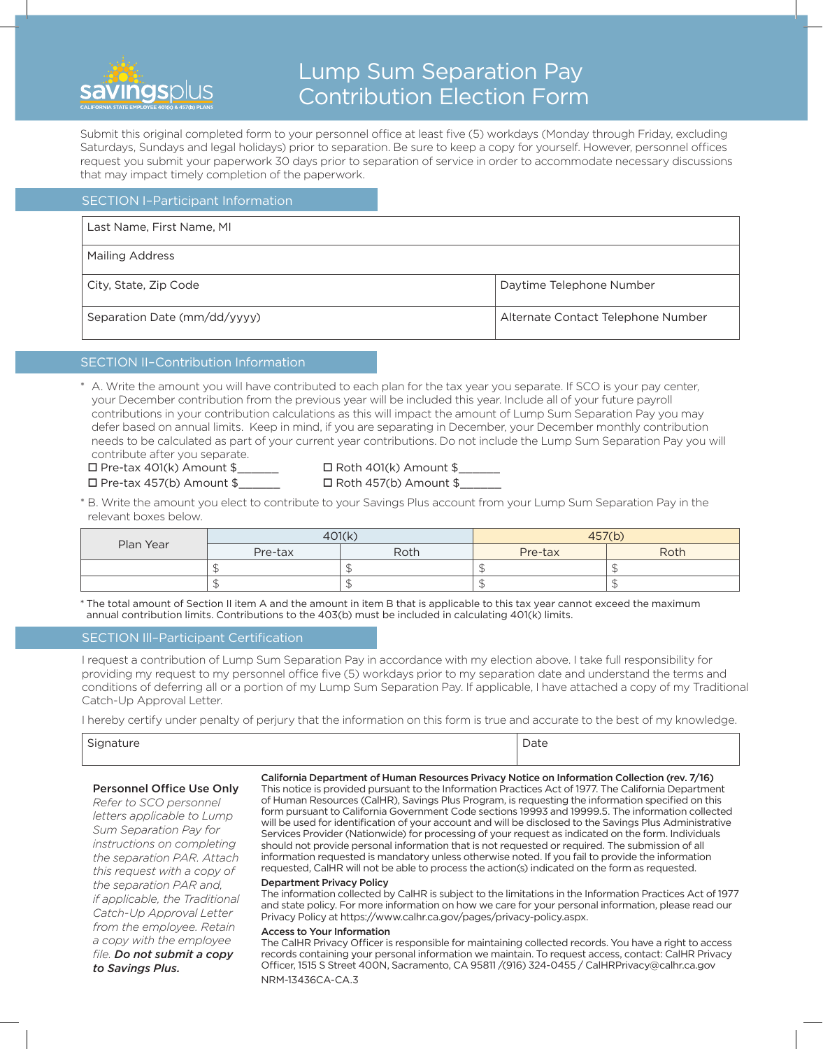savingsplus
CALIFORNIA STATE EMPLOYEE 401(k) & 457(b) PLANS

# Lump Sum Separation Pay Contribution Election Form

Submit this original completed form to your personnel office at least five (5) workdays (Monday through Friday, excluding Saturdays, Sundays and legal holidays) prior to separation. Be sure to keep a copy for yourself. However, personnel offices request you submit your paperwork 30 days prior to separation of service in order to accommodate necessary discussions that may impact timely completion of the paperwork.

## SECTION I–Participant Information

| | |
|---|---|
| Last Name, First Name, MI | |
| Mailing Address | |
| City, State, Zip Code | Daytime Telephone Number |
| Separation Date (mm/dd/yyyy) | Alternate Contact Telephone Number |

## SECTION II–Contribution Information

\* A. Write the amount you will have contributed to each plan for the tax year you separate. If SCO is your pay center, your December contribution from the previous year will be included this year. Include all of your future payroll contributions in your contribution calculations as this will impact the amount of Lump Sum Separation Pay you may defer based on annual limits. Keep in mind, if you are separating in December, your December monthly contribution needs to be calculated as part of your current year contributions. Do not include the Lump Sum Separation Pay you will contribute after you separate.

☐ Pre-tax 401(k) Amount $______ ☐ Roth 401(k) Amount $______

☐ Pre-tax 457(b) Amount $______ ☐ Roth 457(b) Amount $______

\* B. Write the amount you elect to contribute to your Savings Plus account from your Lump Sum Separation Pay in the relevant boxes below.

| Plan Year | 401(k) | | 457(b) | |
|---|---|---|---|---|
| | Pre-tax | Roth | Pre-tax | Roth |
| | $ | $ | $ | $ |
| | $ | $ | $ | $ |

\* The total amount of Section II item A and the amount in item B that is applicable to this tax year cannot exceed the maximum annual contribution limits. Contributions to the 403(b) must be included in calculating 401(k) limits.

## SECTION III–Participant Certification

I request a contribution of Lump Sum Separation Pay in accordance with my election above. I take full responsibility for providing my request to my personnel office five (5) workdays prior to my separation date and understand the terms and conditions of deferring all or a portion of my Lump Sum Separation Pay. If applicable, I have attached a copy of my Traditional Catch-Up Approval Letter.

I hereby certify under penalty of perjury that the information on this form is true and accurate to the best of my knowledge.

| | |
|---|---|
| Signature | Date |

**Personnel Office Use Only**

*Refer to SCO personnel letters applicable to Lump Sum Separation Pay for instructions on completing the separation PAR. Attach this request with a copy of the separation PAR and, if applicable, the Traditional Catch-Up Approval Letter from the employee. Retain a copy with the employee file.* ***Do not submit a copy to Savings Plus.***

**California Department of Human Resources Privacy Notice on Information Collection (rev. 7/16)**

This notice is provided pursuant to the Information Practices Act of 1977. The California Department of Human Resources (CalHR), Savings Plus Program, is requesting the information specified on this form pursuant to California Government Code sections 19993 and 19999.5. The information collected will be used for identification of your account and will be disclosed to the Savings Plus Administrative Services Provider (Nationwide) for processing of your request as indicated on the form. Individuals should not provide personal information that is not requested or required. The submission of all information requested is mandatory unless otherwise noted. If you fail to provide the information requested, CalHR will not be able to process the action(s) indicated on the form as requested.

**Department Privacy Policy**

The information collected by CalHR is subject to the limitations in the Information Practices Act of 1977 and state policy. For more information on how we care for your personal information, please read our Privacy Policy at https://www.calhr.ca.gov/pages/privacy-policy.aspx.

**Access to Your Information**

The CalHR Privacy Officer is responsible for maintaining collected records. You have a right to access records containing your personal information we maintain. To request access, contact: CalHR Privacy Officer, 1515 S Street 400N, Sacramento, CA 95811 /(916) 324-0455 / CalHRPrivacy@calhr.ca.gov

NRM-13436CA-CA.3